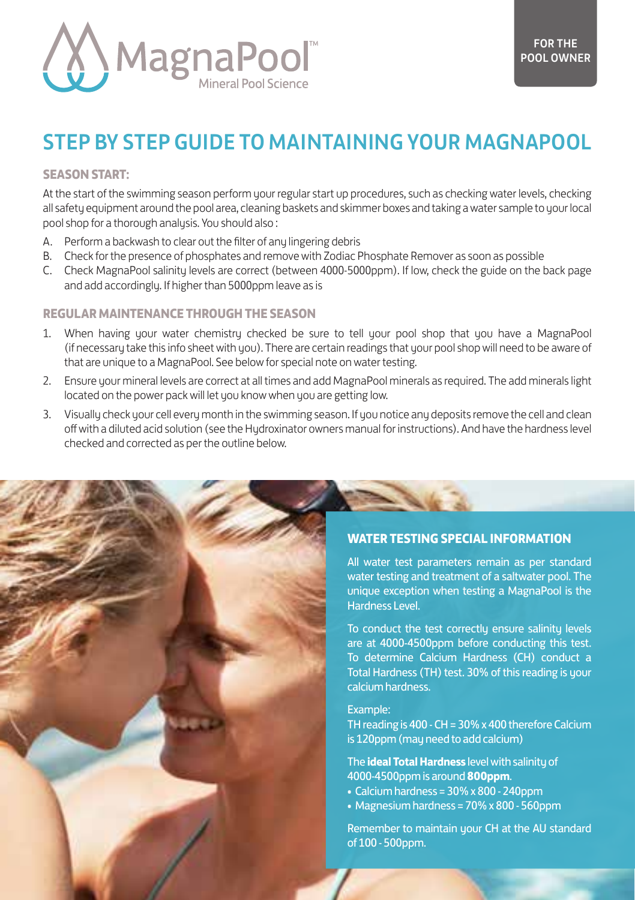MagnaPool™ Mineral Pool Science

FOR THE POOL OWNER

# STEP BY STEP GUIDE TO MAINTAINING YOUR MAGNAPOOL

### SEASON START:

At the start of the swimming season perform your regular start up procedures, such as checking water levels, checking all safety equipment around the pool area, cleaning baskets and skimmer boxes and taking a water sample to your local pool shop for a thorough analysis. You should also :

A. Perform a backwash to clear out the filter of any lingering debris
B. Check for the presence of phosphates and remove with Zodiac Phosphate Remover as soon as possible
C. Check MagnaPool salinity levels are correct (between 4000-5000ppm). If low, check the guide on the back page and add accordingly. If higher than 5000ppm leave as is

### REGULAR MAINTENANCE THROUGH THE SEASON

1. When having your water chemistry checked be sure to tell your pool shop that you have a MagnaPool (if necessary take this info sheet with you). There are certain readings that your pool shop will need to be aware of that are unique to a MagnaPool. See below for special note on water testing.
2. Ensure your mineral levels are correct at all times and add MagnaPool minerals as required. The add minerals light located on the power pack will let you know when you are getting low.
3. Visually check your cell every month in the swimming season. If you notice any deposits remove the cell and clean off with a diluted acid solution (see the Hydroxinator owners manual for instructions). And have the hardness level checked and corrected as per the outline below.

### WATER TESTING SPECIAL INFORMATION

All water test parameters remain as per standard water testing and treatment of a saltwater pool. The unique exception when testing a MagnaPool is the Hardness Level.

To conduct the test correctly ensure salinity levels are at 4000-4500ppm before conducting this test. To determine Calcium Hardness (CH) conduct a Total Hardness (TH) test. 30% of this reading is your calcium hardness.

Example:
TH reading is 400 - CH = 30% x 400 therefore Calcium is 120ppm (may need to add calcium)

The **ideal Total Hardness** level with salinity of 4000-4500ppm is around **800ppm**.

- Calcium hardness = 30% x 800 - 240ppm
- Magnesium hardness = 70% x 800 - 560ppm

Remember to maintain your CH at the AU standard of 100 - 500ppm.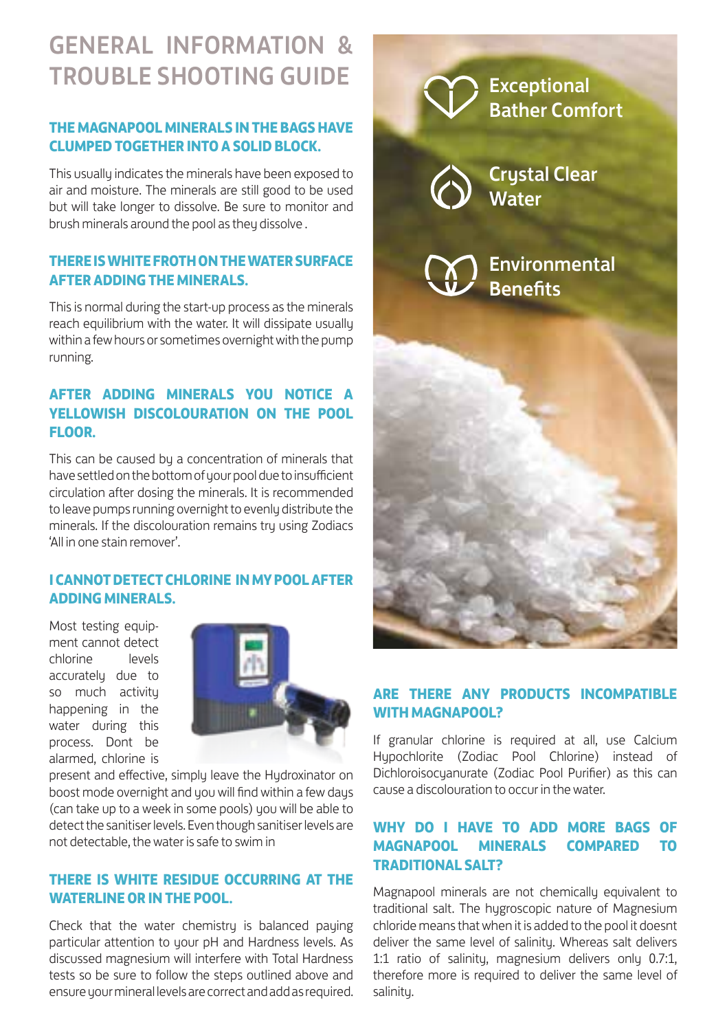# GENERAL INFORMATION & TROUBLE SHOOTING GUIDE

### THE MAGNAPOOL MINERALS IN THE BAGS HAVE CLUMPED TOGETHER INTO A SOLID BLOCK.

This usually indicates the minerals have been exposed to air and moisture. The minerals are still good to be used but will take longer to dissolve. Be sure to monitor and brush minerals around the pool as they dissolve .

### THERE IS WHITE FROTH ON THE WATER SURFACE AFTER ADDING THE MINERALS.

This is normal during the start-up process as the minerals reach equilibrium with the water. It will dissipate usually within a few hours or sometimes overnight with the pump running.

### AFTER ADDING MINERALS YOU NOTICE A YELLOWISH DISCOLOURATION ON THE POOL FLOOR.

This can be caused by a concentration of minerals that have settled on the bottom of your pool due to insufficient circulation after dosing the minerals. It is recommended to leave pumps running overnight to evenly distribute the minerals. If the discolouration remains try using Zodiacs 'All in one stain remover'.

### I CANNOT DETECT CHLORINE IN MY POOL AFTER ADDING MINERALS.

Most testing equipment cannot detect chlorine levels accurately due to so much activity happening in the water during this process. Dont be alarmed, chlorine is present and effective, simply leave the Hydroxinator on boost mode overnight and you will find within a few days (can take up to a week in some pools) you will be able to detect the sanitiser levels. Even though sanitiser levels are not detectable, the water is safe to swim in

### THERE IS WHITE RESIDUE OCCURRING AT THE WATERLINE OR IN THE POOL.

Check that the water chemistry is balanced paying particular attention to your pH and Hardness levels. As discussed magnesium will interfere with Total Hardness tests so be sure to follow the steps outlined above and ensure your mineral levels are correct and add as required.

Exceptional Bather Comfort

Crystal Clear Water

Environmental Benefits

### ARE THERE ANY PRODUCTS INCOMPATIBLE WITH MAGNAPOOL?

If granular chlorine is required at all, use Calcium Hypochlorite (Zodiac Pool Chlorine) instead of Dichloroisocyanurate (Zodiac Pool Purifier) as this can cause a discolouration to occur in the water.

### WHY DO I HAVE TO ADD MORE BAGS OF MAGNAPOOL MINERALS COMPARED TO TRADITIONAL SALT?

Magnapool minerals are not chemically equivalent to traditional salt. The hygroscopic nature of Magnesium chloride means that when it is added to the pool it doesnt deliver the same level of salinity. Whereas salt delivers 1:1 ratio of salinity, magnesium delivers only 0.7:1, therefore more is required to deliver the same level of salinity.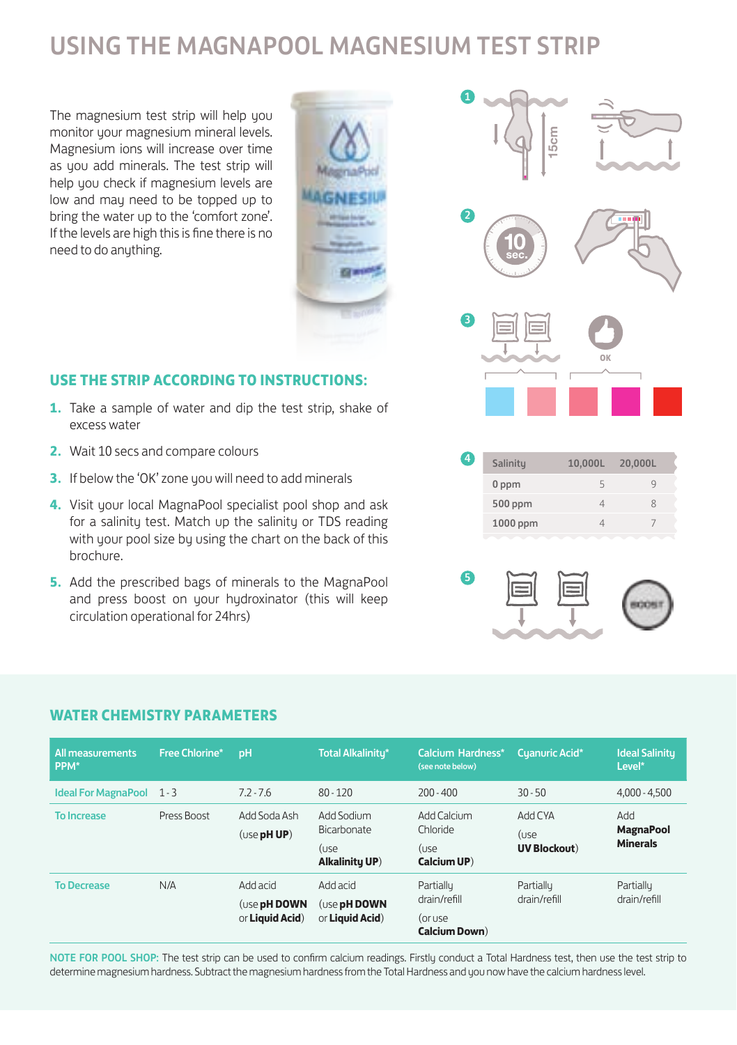# USING THE MAGNAPOOL MAGNESIUM TEST STRIP

The magnesium test strip will help you monitor your magnesium mineral levels. Magnesium ions will increase over time as you add minerals. The test strip will help you check if magnesium levels are low and may need to be topped up to bring the water up to the 'comfort zone'. If the levels are high this is fine there is no need to do anything.

## USE THE STRIP ACCORDING TO INSTRUCTIONS:

1. Take a sample of water and dip the test strip, shake of excess water
2. Wait 10 secs and compare colours
3. If below the 'OK' zone you will need to add minerals
4. Visit your local MagnaPool specialist pool shop and ask for a salinity test. Match up the salinity or TDS reading with your pool size by using the chart on the back of this brochure.
5. Add the prescribed bags of minerals to the MagnaPool and press boost on your hydroxinator (this will keep circulation operational for 24hrs)

| Salinity | 10,000L | 20,000L |
|---|---|---|
| 0 ppm | 5 | 9 |
| 500 ppm | 4 | 8 |
| 1000 ppm | 4 | 7 |

## WATER CHEMISTRY PARAMETERS

| All measurements PPM* | Free Chlorine* | pH | Total Alkalinity* | Calcium Hardness* (see note below) | Cyanuric Acid* | Ideal Salinity Level* |
|---|---|---|---|---|---|---|
| Ideal For MagnaPool | 1 - 3 | 7.2 - 7.6 | 80 - 120 | 200 - 400 | 30 - 50 | 4,000 - 4,500 |
| To Increase | Press Boost | Add Soda Ash (use **pH UP**) | Add Sodium Bicarbonate (use **Alkalinity UP**) | Add Calcium Chloride (use **Calcium UP**) | Add CYA (use **UV Blockout**) | Add **MagnaPool Minerals** |
| To Decrease | N/A | Add acid (use **pH DOWN** or **Liquid Acid**) | Add acid (use **pH DOWN** or **Liquid Acid**) | Partially drain/refill (or use **Calcium Down**) | Partially drain/refill | Partially drain/refill |

NOTE FOR POOL SHOP: The test strip can be used to confirm calcium readings. Firstly conduct a Total Hardness test, then use the test strip to determine magnesium hardness. Subtract the magnesium hardness from the Total Hardness and you now have the calcium hardness level.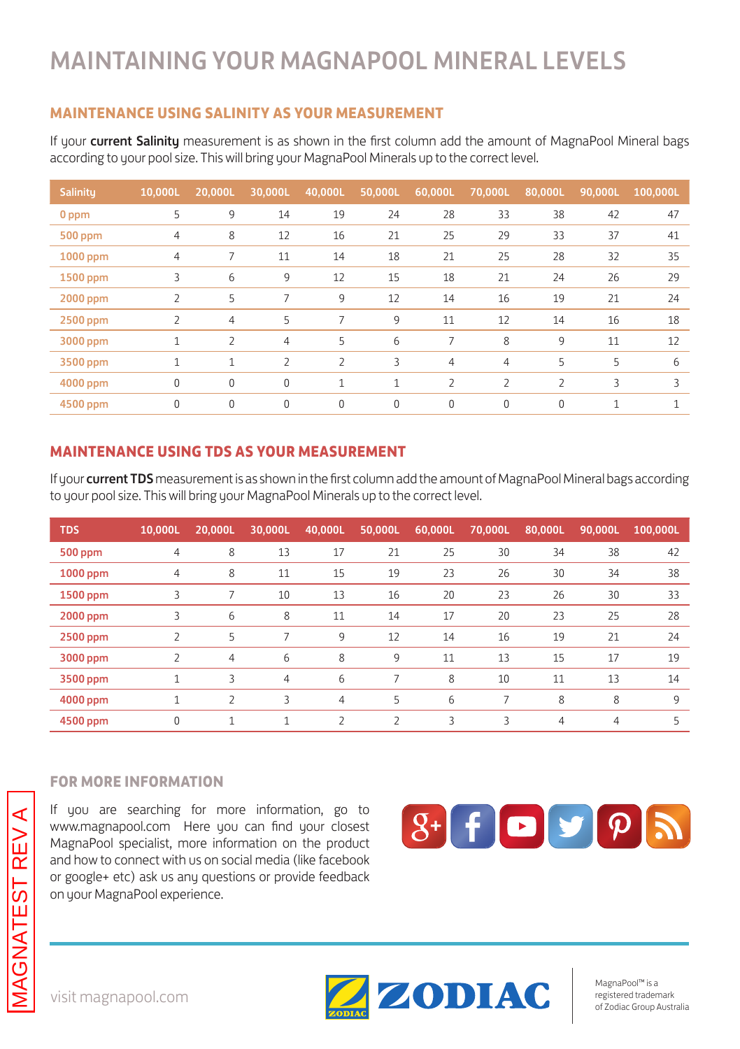# MAINTAINING YOUR MAGNAPOOL MINERAL LEVELS

## MAINTENANCE USING SALINITY AS YOUR MEASUREMENT

If your **current Salinity** measurement is as shown in the first column add the amount of MagnaPool Mineral bags according to your pool size. This will bring your MagnaPool Minerals up to the correct level.

| Salinity | 10,000L | 20,000L | 30,000L | 40,000L | 50,000L | 60,000L | 70,000L | 80,000L | 90,000L | 100,000L |
|---|---|---|---|---|---|---|---|---|---|---|
| 0 ppm | 5 | 9 | 14 | 19 | 24 | 28 | 33 | 38 | 42 | 47 |
| 500 ppm | 4 | 8 | 12 | 16 | 21 | 25 | 29 | 33 | 37 | 41 |
| 1000 ppm | 4 | 7 | 11 | 14 | 18 | 21 | 25 | 28 | 32 | 35 |
| 1500 ppm | 3 | 6 | 9 | 12 | 15 | 18 | 21 | 24 | 26 | 29 |
| 2000 ppm | 2 | 5 | 7 | 9 | 12 | 14 | 16 | 19 | 21 | 24 |
| 2500 ppm | 2 | 4 | 5 | 7 | 9 | 11 | 12 | 14 | 16 | 18 |
| 3000 ppm | 1 | 2 | 4 | 5 | 6 | 7 | 8 | 9 | 11 | 12 |
| 3500 ppm | 1 | 1 | 2 | 2 | 3 | 4 | 4 | 5 | 5 | 6 |
| 4000 ppm | 0 | 0 | 0 | 1 | 1 | 2 | 2 | 2 | 3 | 3 |
| 4500 ppm | 0 | 0 | 0 | 0 | 0 | 0 | 0 | 0 | 1 | 1 |

## MAINTENANCE USING TDS AS YOUR MEASUREMENT

If your **current TDS** measurement is as shown in the first column add the amount of MagnaPool Mineral bags according to your pool size. This will bring your MagnaPool Minerals up to the correct level.

| TDS | 10,000L | 20,000L | 30,000L | 40,000L | 50,000L | 60,000L | 70,000L | 80,000L | 90,000L | 100,000L |
|---|---|---|---|---|---|---|---|---|---|---|
| 500 ppm | 4 | 8 | 13 | 17 | 21 | 25 | 30 | 34 | 38 | 42 |
| 1000 ppm | 4 | 8 | 11 | 15 | 19 | 23 | 26 | 30 | 34 | 38 |
| 1500 ppm | 3 | 7 | 10 | 13 | 16 | 20 | 23 | 26 | 30 | 33 |
| 2000 ppm | 3 | 6 | 8 | 11 | 14 | 17 | 20 | 23 | 25 | 28 |
| 2500 ppm | 2 | 5 | 7 | 9 | 12 | 14 | 16 | 19 | 21 | 24 |
| 3000 ppm | 2 | 4 | 6 | 8 | 9 | 11 | 13 | 15 | 17 | 19 |
| 3500 ppm | 1 | 3 | 4 | 6 | 7 | 8 | 10 | 11 | 13 | 14 |
| 4000 ppm | 1 | 2 | 3 | 4 | 5 | 6 | 7 | 8 | 8 | 9 |
| 4500 ppm | 0 | 1 | 1 | 2 | 2 | 3 | 3 | 4 | 4 | 5 |

## FOR MORE INFORMATION

If you are searching for more information, go to www.magnapool.com Here you can find your closest MagnaPool specialist, more information on the product and how to connect with us on social media (like facebook or google+ etc) ask us any questions or provide feedback on your MagnaPool experience.

visit magnapool.com

ZODIAC

MagnaPool™ is a registered trademark of Zodiac Group Australia

MAGNATEST REV A